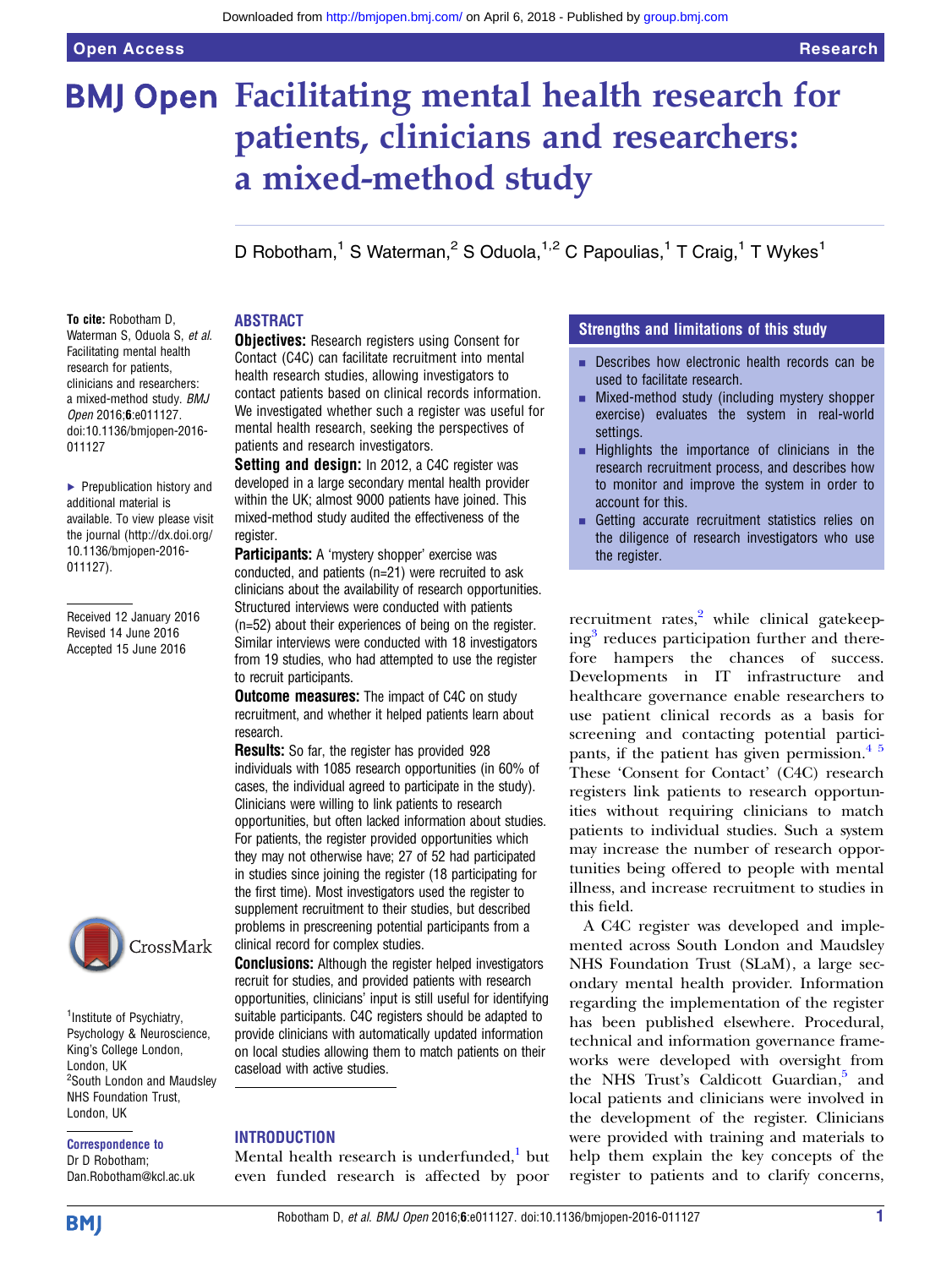# Facilitating mental health research for patients, clinicians and researchers: a mixed-method study

D Robotham,[1] S Waterman,[2] S Oduola,[1,2] C Papoulias,[1] T Craig,[1] T Wykes[1]

**To cite:** Robotham D, Waterman S, Oduola S, *et al*. Facilitating mental health research for patients, clinicians and researchers: a mixed-method study. *BMJ Open* 2016;**6**:e011127. doi:10.1136/bmjopen-2016-011127

▸ Prepublication history and additional material is available. To view please visit the journal (http://dx.doi.org/10.1136/bmjopen-2016-011127).

Received 12 January 2016
Revised 14 June 2016
Accepted 15 June 2016

[1]Institute of Psychiatry, Psychology & Neuroscience, King's College London, London, UK
[2]South London and Maudsley NHS Foundation Trust, London, UK

**Correspondence to**
Dr D Robotham;
Dan.Robotham@kcl.ac.uk

## ABSTRACT

**Objectives:** Research registers using Consent for Contact (C4C) can facilitate recruitment into mental health research studies, allowing investigators to contact patients based on clinical records information. We investigated whether such a register was useful for mental health research, seeking the perspectives of patients and research investigators.

**Setting and design:** In 2012, a C4C register was developed in a large secondary mental health provider within the UK; almost 9000 patients have joined. This mixed-method study audited the effectiveness of the register.

**Participants:** A 'mystery shopper' exercise was conducted, and patients (n=21) were recruited to ask clinicians about the availability of research opportunities. Structured interviews were conducted with patients (n=52) about their experiences of being on the register. Similar interviews were conducted with 18 investigators from 19 studies, who had attempted to use the register to recruit participants.

**Outcome measures:** The impact of C4C on study recruitment, and whether it helped patients learn about research.

**Results:** So far, the register has provided 928 individuals with 1085 research opportunities (in 60% of cases, the individual agreed to participate in the study). Clinicians were willing to link patients to research opportunities, but often lacked information about studies. For patients, the register provided opportunities which they may not otherwise have; 27 of 52 had participated in studies since joining the register (18 participating for the first time). Most investigators used the register to supplement recruitment to their studies, but described problems in prescreening potential participants from a clinical record for complex studies.

**Conclusions:** Although the register helped investigators recruit for studies, and provided patients with research opportunities, clinicians' input is still useful for identifying suitable participants. C4C registers should be adapted to provide clinicians with automatically updated information on local studies allowing them to match patients on their caseload with active studies.

## Strengths and limitations of this study

- Describes how electronic health records can be used to facilitate research.
- Mixed-method study (including mystery shopper exercise) evaluates the system in real-world settings.
- Highlights the importance of clinicians in the research recruitment process, and describes how to monitor and improve the system in order to account for this.
- Getting accurate recruitment statistics relies on the diligence of research investigators who use the register.

## INTRODUCTION

Mental health research is underfunded,[1] but even funded research is affected by poor recruitment rates,[2] while clinical gatekeeping[3] reduces participation further and therefore hampers the chances of success. Developments in IT infrastructure and healthcare governance enable researchers to use patient clinical records as a basis for screening and contacting potential participants, if the patient has given permission.[4 5] These 'Consent for Contact' (C4C) research registers link patients to research opportunities without requiring clinicians to match patients to individual studies. Such a system may increase the number of research opportunities being offered to people with mental illness, and increase recruitment to studies in this field.

A C4C register was developed and implemented across South London and Maudsley NHS Foundation Trust (SLaM), a large secondary mental health provider. Information regarding the implementation of the register has been published elsewhere. Procedural, technical and information governance frameworks were developed with oversight from the NHS Trust's Caldicott Guardian,[5] and local patients and clinicians were involved in the development of the register. Clinicians were provided with training and materials to help them explain the key concepts of the register to patients and to clarify concerns,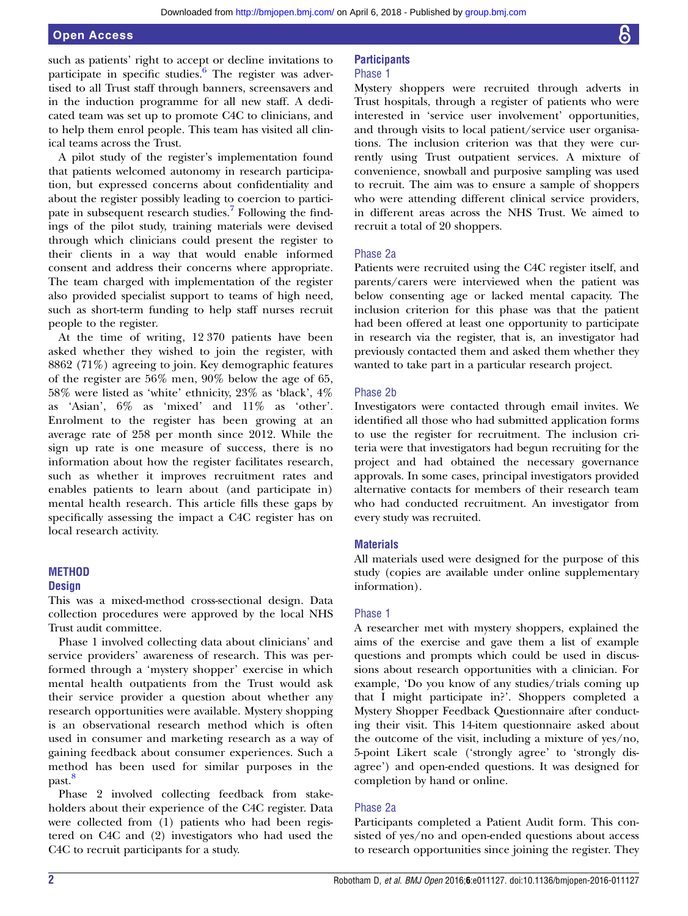such as patients' right to accept or decline invitations to participate in specific studies.[6] The register was advertised to all Trust staff through banners, screensavers and in the induction programme for all new staff. A dedicated team was set up to promote C4C to clinicians, and to help them enrol people. This team has visited all clinical teams across the Trust.

A pilot study of the register's implementation found that patients welcomed autonomy in research participation, but expressed concerns about confidentiality and about the register possibly leading to coercion to participate in subsequent research studies.[7] Following the findings of the pilot study, training materials were devised through which clinicians could present the register to their clients in a way that would enable informed consent and address their concerns where appropriate. The team charged with implementation of the register also provided specialist support to teams of high need, such as short-term funding to help staff nurses recruit people to the register.

At the time of writing, 12 370 patients have been asked whether they wished to join the register, with 8862 (71%) agreeing to join. Key demographic features of the register are 56% men, 90% below the age of 65, 58% were listed as 'white' ethnicity, 23% as 'black', 4% as 'Asian', 6% as 'mixed' and 11% as 'other'. Enrolment to the register has been growing at an average rate of 258 per month since 2012. While the sign up rate is one measure of success, there is no information about how the register facilitates research, such as whether it improves recruitment rates and enables patients to learn about (and participate in) mental health research. This article fills these gaps by specifically assessing the impact a C4C register has on local research activity.

## METHOD

### Design

This was a mixed-method cross-sectional design. Data collection procedures were approved by the local NHS Trust audit committee.

Phase 1 involved collecting data about clinicians' and service providers' awareness of research. This was performed through a 'mystery shopper' exercise in which mental health outpatients from the Trust would ask their service provider a question about whether any research opportunities were available. Mystery shopping is an observational research method which is often used in consumer and marketing research as a way of gaining feedback about consumer experiences. Such a method has been used for similar purposes in the past.[8]

Phase 2 involved collecting feedback from stakeholders about their experience of the C4C register. Data were collected from (1) patients who had been registered on C4C and (2) investigators who had used the C4C to recruit participants for a study.

### Participants

#### Phase 1

Mystery shoppers were recruited through adverts in Trust hospitals, through a register of patients who were interested in 'service user involvement' opportunities, and through visits to local patient/service user organisations. The inclusion criterion was that they were currently using Trust outpatient services. A mixture of convenience, snowball and purposive sampling was used to recruit. The aim was to ensure a sample of shoppers who were attending different clinical service providers, in different areas across the NHS Trust. We aimed to recruit a total of 20 shoppers.

#### Phase 2a

Patients were recruited using the C4C register itself, and parents/carers were interviewed when the patient was below consenting age or lacked mental capacity. The inclusion criterion for this phase was that the patient had been offered at least one opportunity to participate in research via the register, that is, an investigator had previously contacted them and asked them whether they wanted to take part in a particular research project.

#### Phase 2b

Investigators were contacted through email invites. We identified all those who had submitted application forms to use the register for recruitment. The inclusion criteria were that investigators had begun recruiting for the project and had obtained the necessary governance approvals. In some cases, principal investigators provided alternative contacts for members of their research team who had conducted recruitment. An investigator from every study was recruited.

### Materials

All materials used were designed for the purpose of this study (copies are available under online supplementary information).

#### Phase 1

A researcher met with mystery shoppers, explained the aims of the exercise and gave them a list of example questions and prompts which could be used in discussions about research opportunities with a clinician. For example, 'Do you know of any studies/trials coming up that I might participate in?'. Shoppers completed a Mystery Shopper Feedback Questionnaire after conducting their visit. This 14-item questionnaire asked about the outcome of the visit, including a mixture of yes/no, 5-point Likert scale ('strongly agree' to 'strongly disagree') and open-ended questions. It was designed for completion by hand or online.

#### Phase 2a

Participants completed a Patient Audit form. This consisted of yes/no and open-ended questions about access to research opportunities since joining the register. They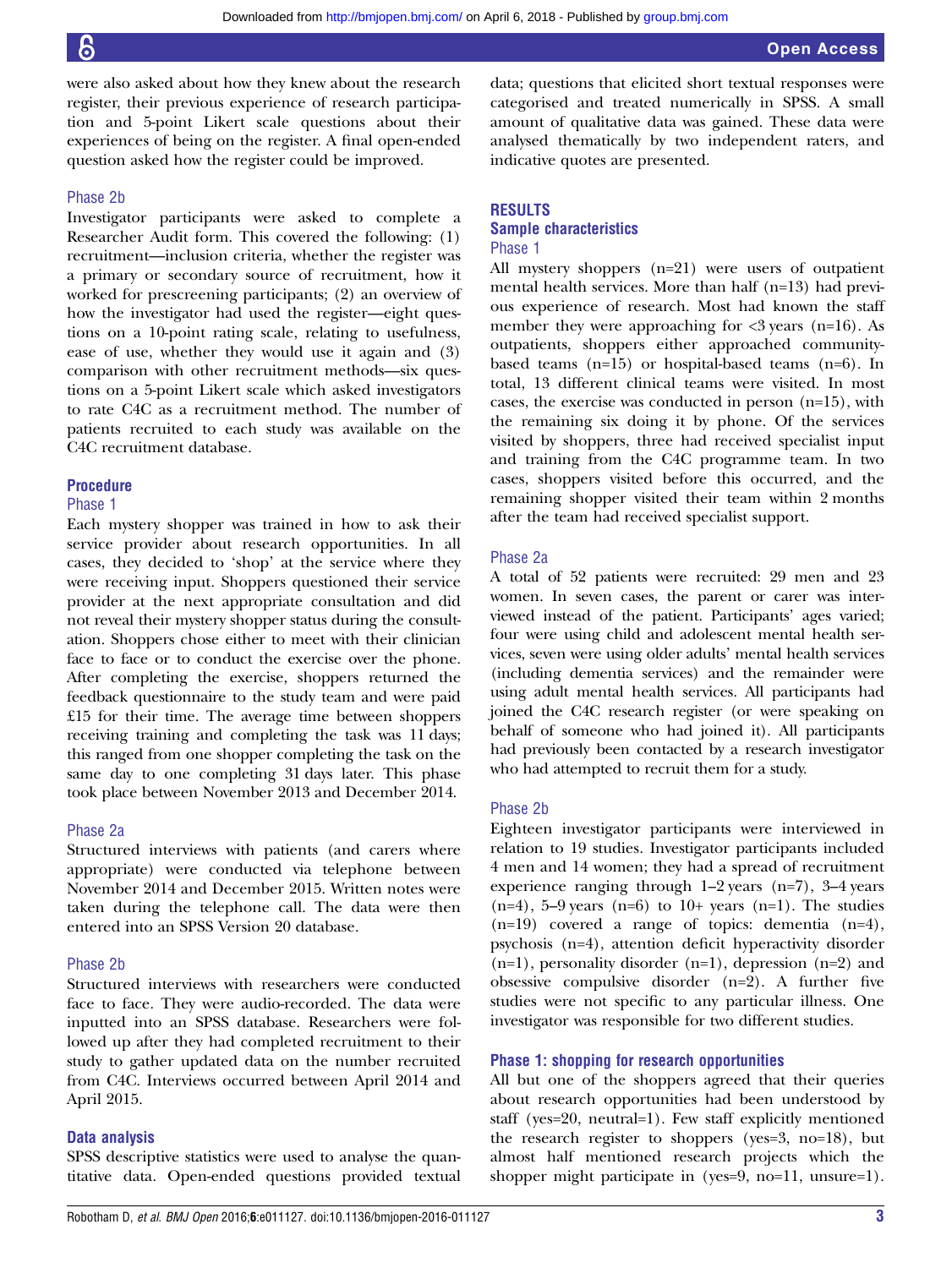were also asked about how they knew about the research register, their previous experience of research participation and 5-point Likert scale questions about their experiences of being on the register. A final open-ended question asked how the register could be improved.

### Phase 2b

Investigator participants were asked to complete a Researcher Audit form. This covered the following: (1) recruitment—inclusion criteria, whether the register was a primary or secondary source of recruitment, how it worked for prescreening participants; (2) an overview of how the investigator had used the register—eight questions on a 10-point rating scale, relating to usefulness, ease of use, whether they would use it again and (3) comparison with other recruitment methods—six questions on a 5-point Likert scale which asked investigators to rate C4C as a recruitment method. The number of patients recruited to each study was available on the C4C recruitment database.

## Procedure

### Phase 1

Each mystery shopper was trained in how to ask their service provider about research opportunities. In all cases, they decided to 'shop' at the service where they were receiving input. Shoppers questioned their service provider at the next appropriate consultation and did not reveal their mystery shopper status during the consultation. Shoppers chose either to meet with their clinician face to face or to conduct the exercise over the phone. After completing the exercise, shoppers returned the feedback questionnaire to the study team and were paid £15 for their time. The average time between shoppers receiving training and completing the task was 11 days; this ranged from one shopper completing the task on the same day to one completing 31 days later. This phase took place between November 2013 and December 2014.

### Phase 2a

Structured interviews with patients (and carers where appropriate) were conducted via telephone between November 2014 and December 2015. Written notes were taken during the telephone call. The data were then entered into an SPSS Version 20 database.

### Phase 2b

Structured interviews with researchers were conducted face to face. They were audio-recorded. The data were inputted into an SPSS database. Researchers were followed up after they had completed recruitment to their study to gather updated data on the number recruited from C4C. Interviews occurred between April 2014 and April 2015.

## Data analysis

SPSS descriptive statistics were used to analyse the quantitative data. Open-ended questions provided textual data; questions that elicited short textual responses were categorised and treated numerically in SPSS. A small amount of qualitative data was gained. These data were analysed thematically by two independent raters, and indicative quotes are presented.

# RESULTS

## Sample characteristics

### Phase 1

All mystery shoppers (n=21) were users of outpatient mental health services. More than half (n=13) had previous experience of research. Most had known the staff member they were approaching for <3 years (n=16). As outpatients, shoppers either approached community-based teams (n=15) or hospital-based teams (n=6). In total, 13 different clinical teams were visited. In most cases, the exercise was conducted in person (n=15), with the remaining six doing it by phone. Of the services visited by shoppers, three had received specialist input and training from the C4C programme team. In two cases, shoppers visited before this occurred, and the remaining shopper visited their team within 2 months after the team had received specialist support.

### Phase 2a

A total of 52 patients were recruited: 29 men and 23 women. In seven cases, the parent or carer was interviewed instead of the patient. Participants' ages varied; four were using child and adolescent mental health services, seven were using older adults' mental health services (including dementia services) and the remainder were using adult mental health services. All participants had joined the C4C research register (or were speaking on behalf of someone who had joined it). All participants had previously been contacted by a research investigator who had attempted to recruit them for a study.

### Phase 2b

Eighteen investigator participants were interviewed in relation to 19 studies. Investigator participants included 4 men and 14 women; they had a spread of recruitment experience ranging through 1–2 years (n=7), 3–4 years (n=4), 5–9 years (n=6) to 10+ years (n=1). The studies (n=19) covered a range of topics: dementia (n=4), psychosis (n=4), attention deficit hyperactivity disorder (n=1), personality disorder (n=1), depression (n=2) and obsessive compulsive disorder (n=2). A further five studies were not specific to any particular illness. One investigator was responsible for two different studies.

## Phase 1: shopping for research opportunities

All but one of the shoppers agreed that their queries about research opportunities had been understood by staff (yes=20, neutral=1). Few staff explicitly mentioned the research register to shoppers (yes=3, no=18), but almost half mentioned research projects which the shopper might participate in (yes=9, no=11, unsure=1).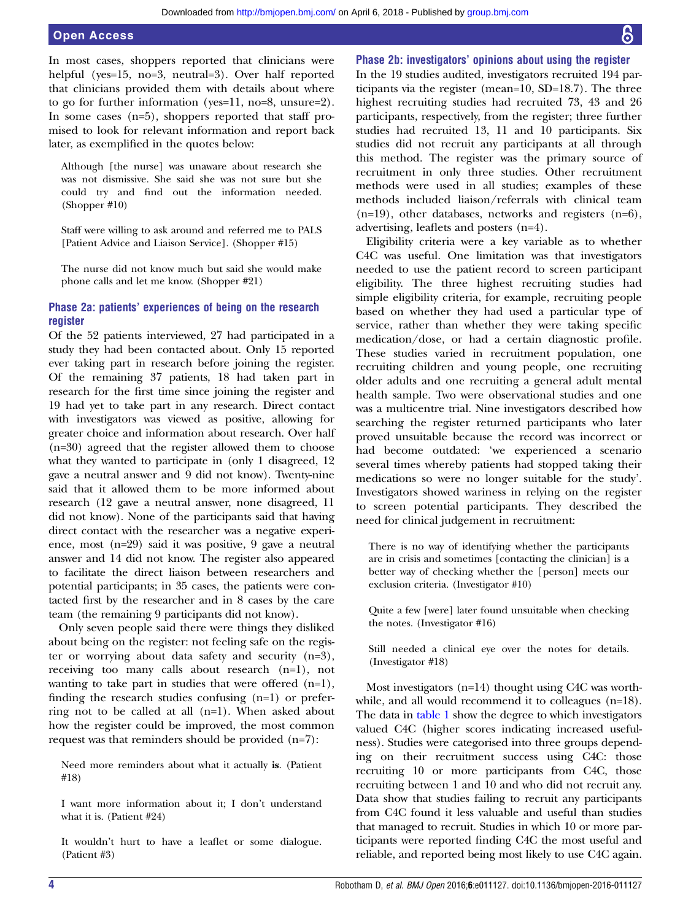In most cases, shoppers reported that clinicians were helpful (yes=15, no=3, neutral=3). Over half reported that clinicians provided them with details about where to go for further information (yes=11, no=8, unsure=2). In some cases (n=5), shoppers reported that staff promised to look for relevant information and report back later, as exemplified in the quotes below:

> Although [the nurse] was unaware about research she was not dismissive. She said she was not sure but she could try and find out the information needed. (Shopper #10)

> Staff were willing to ask around and referred me to PALS [Patient Advice and Liaison Service]. (Shopper #15)

> The nurse did not know much but said she would make phone calls and let me know. (Shopper #21)

### Phase 2a: patients' experiences of being on the research register

Of the 52 patients interviewed, 27 had participated in a study they had been contacted about. Only 15 reported ever taking part in research before joining the register. Of the remaining 37 patients, 18 had taken part in research for the first time since joining the register and 19 had yet to take part in any research. Direct contact with investigators was viewed as positive, allowing for greater choice and information about research. Over half (n=30) agreed that the register allowed them to choose what they wanted to participate in (only 1 disagreed, 12 gave a neutral answer and 9 did not know). Twenty-nine said that it allowed them to be more informed about research (12 gave a neutral answer, none disagreed, 11 did not know). None of the participants said that having direct contact with the researcher was a negative experience, most (n=29) said it was positive, 9 gave a neutral answer and 14 did not know. The register also appeared to facilitate the direct liaison between researchers and potential participants; in 35 cases, the patients were contacted first by the researcher and in 8 cases by the care team (the remaining 9 participants did not know).

Only seven people said there were things they disliked about being on the register: not feeling safe on the register or worrying about data safety and security (n=3), receiving too many calls about research (n=1), not wanting to take part in studies that were offered (n=1), finding the research studies confusing (n=1) or preferring not to be called at all (n=1). When asked about how the register could be improved, the most common request was that reminders should be provided (n=7):

> Need more reminders about what it actually **is**. (Patient #18)

> I want more information about it; I don't understand what it is. (Patient #24)

> It wouldn't hurt to have a leaflet or some dialogue. (Patient #3)

### Phase 2b: investigators' opinions about using the register

In the 19 studies audited, investigators recruited 194 participants via the register (mean=10, SD=18.7). The three highest recruiting studies had recruited 73, 43 and 26 participants, respectively, from the register; three further studies had recruited 13, 11 and 10 participants. Six studies did not recruit any participants at all through this method. The register was the primary source of recruitment in only three studies. Other recruitment methods were used in all studies; examples of these methods included liaison/referrals with clinical team (n=19), other databases, networks and registers (n=6), advertising, leaflets and posters (n=4).

Eligibility criteria were a key variable as to whether C4C was useful. One limitation was that investigators needed to use the patient record to screen participant eligibility. The three highest recruiting studies had simple eligibility criteria, for example, recruiting people based on whether they had used a particular type of service, rather than whether they were taking specific medication/dose, or had a certain diagnostic profile. These studies varied in recruitment population, one recruiting children and young people, one recruiting older adults and one recruiting a general adult mental health sample. Two were observational studies and one was a multicentre trial. Nine investigators described how searching the register returned participants who later proved unsuitable because the record was incorrect or had become outdated: 'we experienced a scenario several times whereby patients had stopped taking their medications so were no longer suitable for the study'. Investigators showed wariness in relying on the register to screen potential participants. They described the need for clinical judgement in recruitment:

> There is no way of identifying whether the participants are in crisis and sometimes [contacting the clinician] is a better way of checking whether the [person] meets our exclusion criteria. (Investigator #10)

> Quite a few [were] later found unsuitable when checking the notes. (Investigator #16)

> Still needed a clinical eye over the notes for details. (Investigator #18)

Most investigators (n=14) thought using C4C was worthwhile, and all would recommend it to colleagues (n=18). The data in table 1 show the degree to which investigators valued C4C (higher scores indicating increased usefulness). Studies were categorised into three groups depending on their recruitment success using C4C: those recruiting 10 or more participants from C4C, those recruiting between 1 and 10 and who did not recruit any. Data show that studies failing to recruit any participants from C4C found it less valuable and useful than studies that managed to recruit. Studies in which 10 or more participants were reported finding C4C the most useful and reliable, and reported being most likely to use C4C again.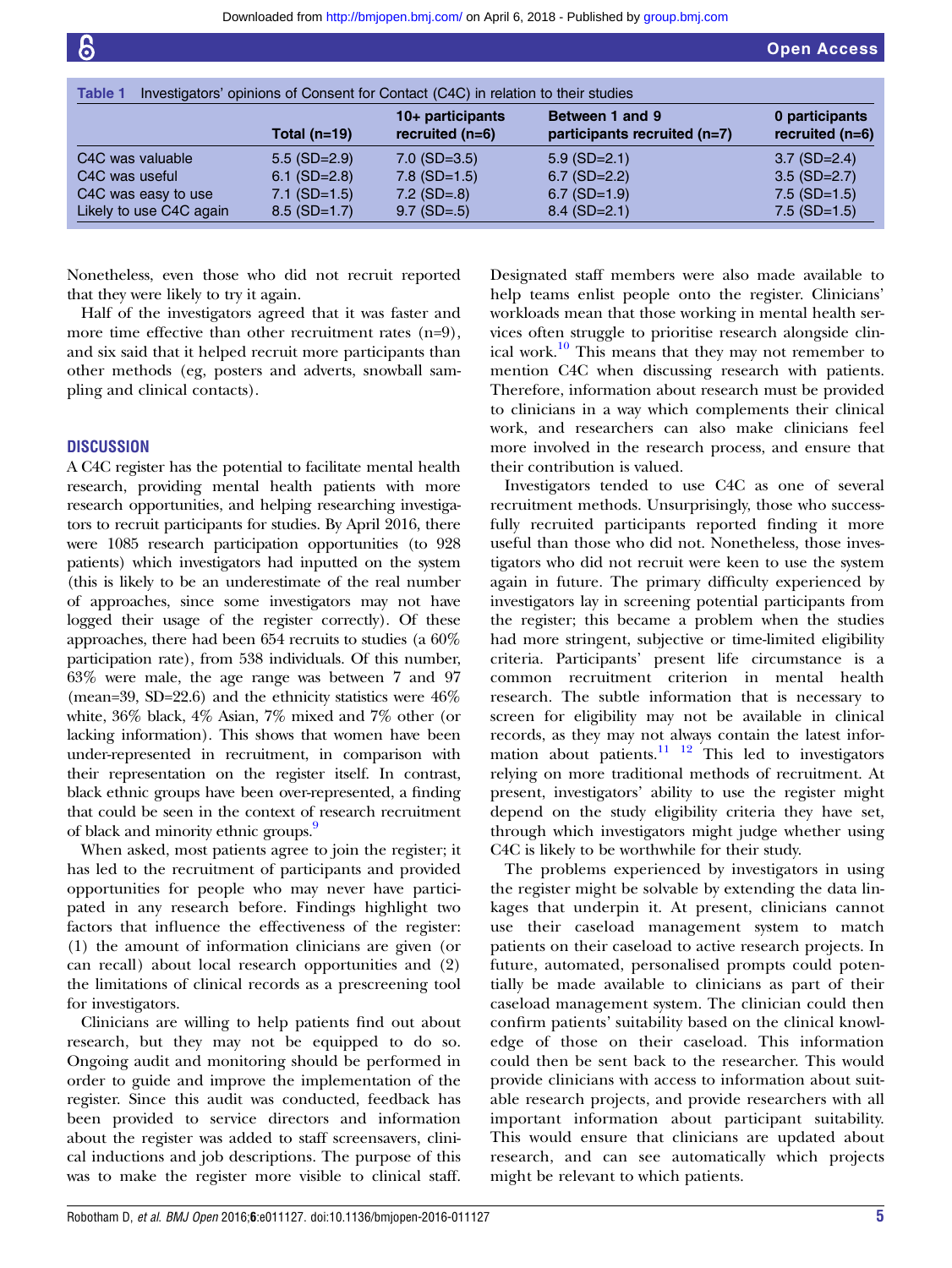Table 1 Investigators' opinions of Consent for Contact (C4C) in relation to their studies

| | Total (n=19) | 10+ participants recruited (n=6) | Between 1 and 9 participants recruited (n=7) | 0 participants recruited (n=6) |
|---|---|---|---|---|
| C4C was valuable | 5.5 (SD=2.9) | 7.0 (SD=3.5) | 5.9 (SD=2.1) | 3.7 (SD=2.4) |
| C4C was useful | 6.1 (SD=2.8) | 7.8 (SD=1.5) | 6.7 (SD=2.2) | 3.5 (SD=2.7) |
| C4C was easy to use | 7.1 (SD=1.5) | 7.2 (SD=.8) | 6.7 (SD=1.9) | 7.5 (SD=1.5) |
| Likely to use C4C again | 8.5 (SD=1.7) | 9.7 (SD=.5) | 8.4 (SD=2.1) | 7.5 (SD=1.5) |

Nonetheless, even those who did not recruit reported that they were likely to try it again.

Half of the investigators agreed that it was faster and more time effective than other recruitment rates (n=9), and six said that it helped recruit more participants than other methods (eg, posters and adverts, snowball sampling and clinical contacts).

## DISCUSSION

A C4C register has the potential to facilitate mental health research, providing mental health patients with more research opportunities, and helping researching investigators to recruit participants for studies. By April 2016, there were 1085 research participation opportunities (to 928 patients) which investigators had inputted on the system (this is likely to be an underestimate of the real number of approaches, since some investigators may not have logged their usage of the register correctly). Of these approaches, there had been 654 recruits to studies (a 60% participation rate), from 538 individuals. Of this number, 63% were male, the age range was between 7 and 97 (mean=39, SD=22.6) and the ethnicity statistics were 46% white, 36% black, 4% Asian, 7% mixed and 7% other (or lacking information). This shows that women have been under-represented in recruitment, in comparison with their representation on the register itself. In contrast, black ethnic groups have been over-represented, a finding that could be seen in the context of research recruitment of black and minority ethnic groups.[9]

When asked, most patients agree to join the register; it has led to the recruitment of participants and provided opportunities for people who may never have participated in any research before. Findings highlight two factors that influence the effectiveness of the register: (1) the amount of information clinicians are given (or can recall) about local research opportunities and (2) the limitations of clinical records as a prescreening tool for investigators.

Clinicians are willing to help patients find out about research, but they may not be equipped to do so. Ongoing audit and monitoring should be performed in order to guide and improve the implementation of the register. Since this audit was conducted, feedback has been provided to service directors and information about the register was added to staff screensavers, clinical inductions and job descriptions. The purpose of this was to make the register more visible to clinical staff. Designated staff members were also made available to help teams enlist people onto the register. Clinicians' workloads mean that those working in mental health services often struggle to prioritise research alongside clinical work.[10] This means that they may not remember to mention C4C when discussing research with patients. Therefore, information about research must be provided to clinicians in a way which complements their clinical work, and researchers can also make clinicians feel more involved in the research process, and ensure that their contribution is valued.

Investigators tended to use C4C as one of several recruitment methods. Unsurprisingly, those who successfully recruited participants reported finding it more useful than those who did not. Nonetheless, those investigators who did not recruit were keen to use the system again in future. The primary difficulty experienced by investigators lay in screening potential participants from the register; this became a problem when the studies had more stringent, subjective or time-limited eligibility criteria. Participants' present life circumstance is a common recruitment criterion in mental health research. The subtle information that is necessary to screen for eligibility may not be available in clinical records, as they may not always contain the latest information about patients.[11 12] This led to investigators relying on more traditional methods of recruitment. At present, investigators' ability to use the register might depend on the study eligibility criteria they have set, through which investigators might judge whether using C4C is likely to be worthwhile for their study.

The problems experienced by investigators in using the register might be solvable by extending the data linkages that underpin it. At present, clinicians cannot use their caseload management system to match patients on their caseload to active research projects. In future, automated, personalised prompts could potentially be made available to clinicians as part of their caseload management system. The clinician could then confirm patients' suitability based on the clinical knowledge of those on their caseload. This information could then be sent back to the researcher. This would provide clinicians with access to information about suitable research projects, and provide researchers with all important information about participant suitability. This would ensure that clinicians are updated about research, and can see automatically which projects might be relevant to which patients.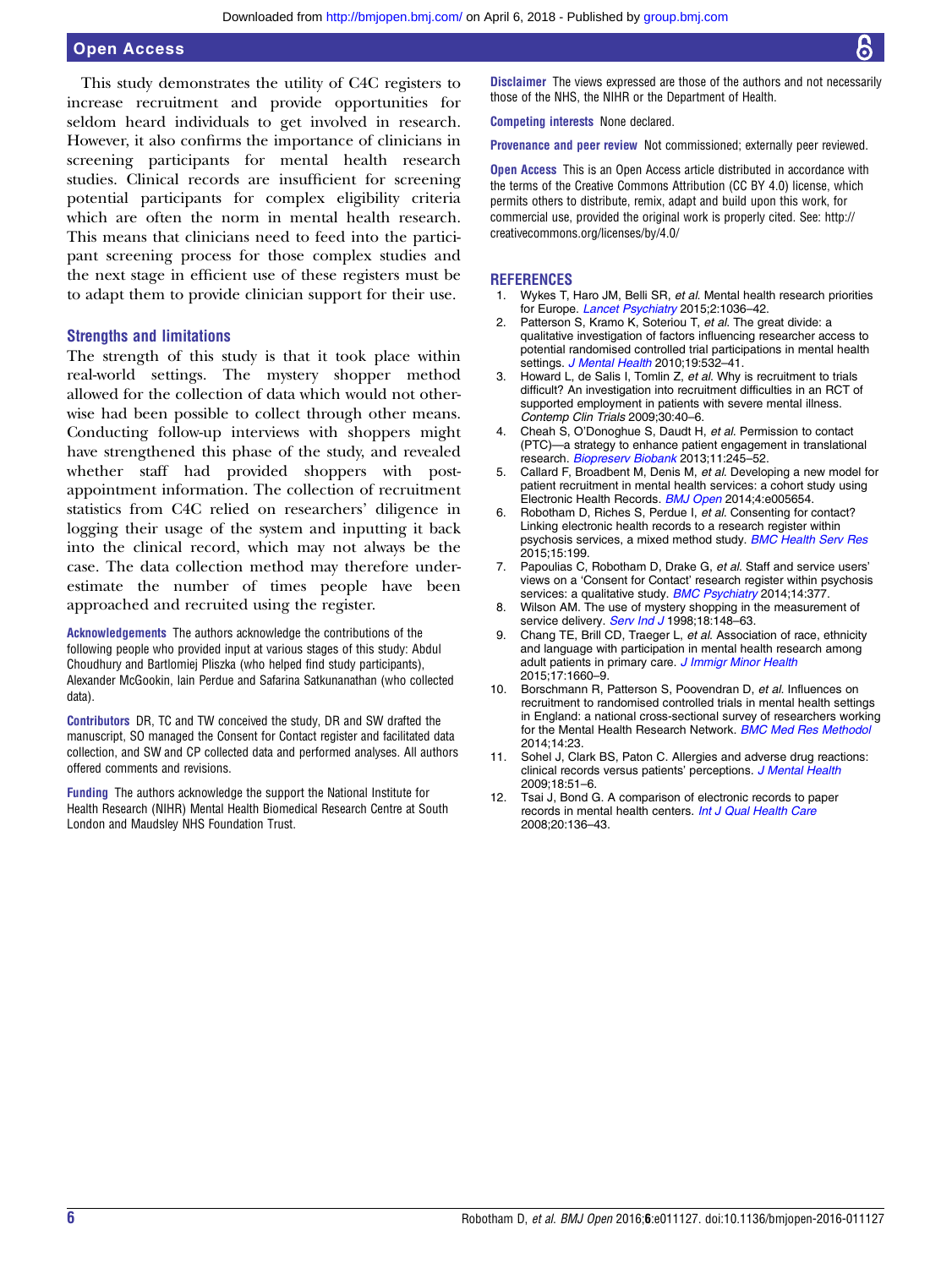This study demonstrates the utility of C4C registers to increase recruitment and provide opportunities for seldom heard individuals to get involved in research. However, it also confirms the importance of clinicians in screening participants for mental health research studies. Clinical records are insufficient for screening potential participants for complex eligibility criteria which are often the norm in mental health research. This means that clinicians need to feed into the participant screening process for those complex studies and the next stage in efficient use of these registers must be to adapt them to provide clinician support for their use.

## Strengths and limitations

The strength of this study is that it took place within real-world settings. The mystery shopper method allowed for the collection of data which would not otherwise had been possible to collect through other means. Conducting follow-up interviews with shoppers might have strengthened this phase of the study, and revealed whether staff had provided shoppers with post-appointment information. The collection of recruitment statistics from C4C relied on researchers' diligence in logging their usage of the system and inputting it back into the clinical record, which may not always be the case. The data collection method may therefore underestimate the number of times people have been approached and recruited using the register.

**Acknowledgements** The authors acknowledge the contributions of the following people who provided input at various stages of this study: Abdul Choudhury and Bartlomiej Pliszka (who helped find study participants), Alexander McGookin, Iain Perdue and Safarina Satkunanathan (who collected data).

**Contributors** DR, TC and TW conceived the study, DR and SW drafted the manuscript, SO managed the Consent for Contact register and facilitated data collection, and SW and CP collected data and performed analyses. All authors offered comments and revisions.

**Funding** The authors acknowledge the support the National Institute for Health Research (NIHR) Mental Health Biomedical Research Centre at South London and Maudsley NHS Foundation Trust.

**Disclaimer** The views expressed are those of the authors and not necessarily those of the NHS, the NIHR or the Department of Health.

**Competing interests** None declared.

**Provenance and peer review** Not commissioned; externally peer reviewed.

**Open Access** This is an Open Access article distributed in accordance with the terms of the Creative Commons Attribution (CC BY 4.0) license, which permits others to distribute, remix, adapt and build upon this work, for commercial use, provided the original work is properly cited. See: http://creativecommons.org/licenses/by/4.0/

## REFERENCES

1. Wykes T, Haro JM, Belli SR, *et al*. Mental health research priorities for Europe. *Lancet Psychiatry* 2015;2:1036–42.
2. Patterson S, Kramo K, Soteriou T, *et al*. The great divide: a qualitative investigation of factors influencing researcher access to potential randomised controlled trial participations in mental health settings. *J Mental Health* 2010;19:532–41.
3. Howard L, de Salis I, Tomlin Z, *et al*. Why is recruitment to trials difficult? An investigation into recruitment difficulties in an RCT of supported employment in patients with severe mental illness. *Contemp Clin Trials* 2009;30:40–6.
4. Cheah S, O'Donoghue S, Daudt H, *et al*. Permission to contact (PTC)—a strategy to enhance patient engagement in translational research. *Biopreserv Biobank* 2013;11:245–52.
5. Callard F, Broadbent M, Denis M, *et al*. Developing a new model for patient recruitment in mental health services: a cohort study using Electronic Health Records. *BMJ Open* 2014;4:e005654.
6. Robotham D, Riches S, Perdue I, *et al*. Consenting for contact? Linking electronic health records to a research register within psychosis services, a mixed method study. *BMC Health Serv Res* 2015;15:199.
7. Papoulias C, Robotham D, Drake G, *et al*. Staff and service users' views on a 'Consent for Contact' research register within psychosis services: a qualitative study. *BMC Psychiatry* 2014;14:377.
8. Wilson AM. The use of mystery shopping in the measurement of service delivery. *Serv Ind J* 1998;18:148–63.
9. Chang TE, Brill CD, Traeger L, *et al*. Association of race, ethnicity and language with participation in mental health research among adult patients in primary care. *J Immigr Minor Health* 2015;17:1660–9.
10. Borschmann R, Patterson S, Poovendran D, *et al*. Influences on recruitment to randomised controlled trials in mental health settings in England: a national cross-sectional survey of researchers working for the Mental Health Research Network. *BMC Med Res Methodol* 2014;14:23.
11. Sohel J, Clark BS, Paton C. Allergies and adverse drug reactions: clinical records versus patients' perceptions. *J Mental Health* 2009;18:51–6.
12. Tsai J, Bond G. A comparison of electronic records to paper records in mental health centers. *Int J Qual Health Care* 2008;20:136–43.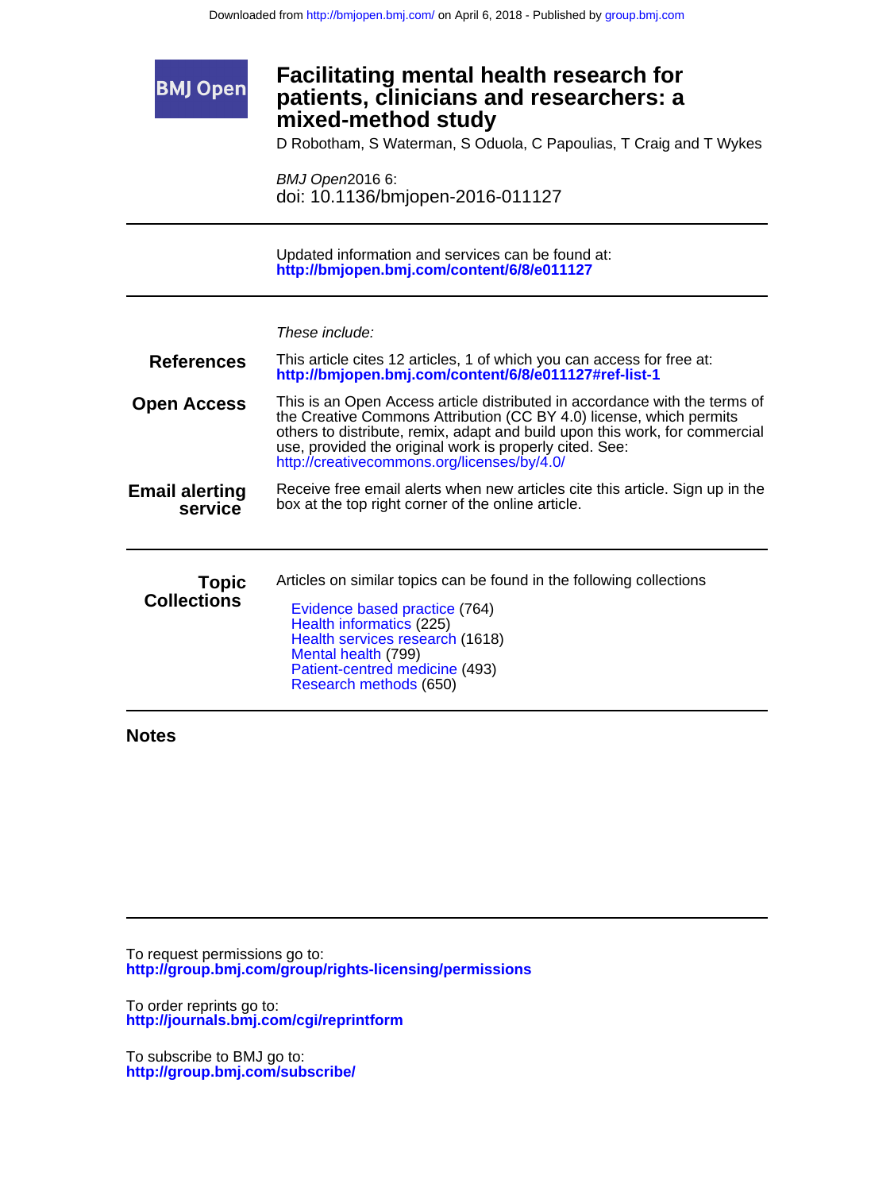Downloaded from http://bmjopen.bmj.com/ on April 6, 2018 - Published by group.bmj.com

BMJ Open

# Facilitating mental health research for patients, clinicians and researchers: a mixed-method study

D Robotham, S Waterman, S Oduola, C Papoulias, T Craig and T Wykes

*BMJ Open*2016 6:
doi: 10.1136/bmjopen-2016-011127

Updated information and services can be found at:
**http://bmjopen.bmj.com/content/6/8/e011127**

*These include:*

**References**
This article cites 12 articles, 1 of which you can access for free at:
**http://bmjopen.bmj.com/content/6/8/e011127#ref-list-1**

**Open Access**
This is an Open Access article distributed in accordance with the terms of the Creative Commons Attribution (CC BY 4.0) license, which permits others to distribute, remix, adapt and build upon this work, for commercial use, provided the original work is properly cited. See: http://creativecommons.org/licenses/by/4.0/

**Email alerting service**
Receive free email alerts when new articles cite this article. Sign up in the box at the top right corner of the online article.

**Topic Collections**
Articles on similar topics can be found in the following collections

- Evidence based practice (764)
- Health informatics (225)
- Health services research (1618)
- Mental health (799)
- Patient-centred medicine (493)
- Research methods (650)

## Notes

To request permissions go to:
**http://group.bmj.com/group/rights-licensing/permissions**

To order reprints go to:
**http://journals.bmj.com/cgi/reprintform**

To subscribe to BMJ go to:
**http://group.bmj.com/subscribe/**